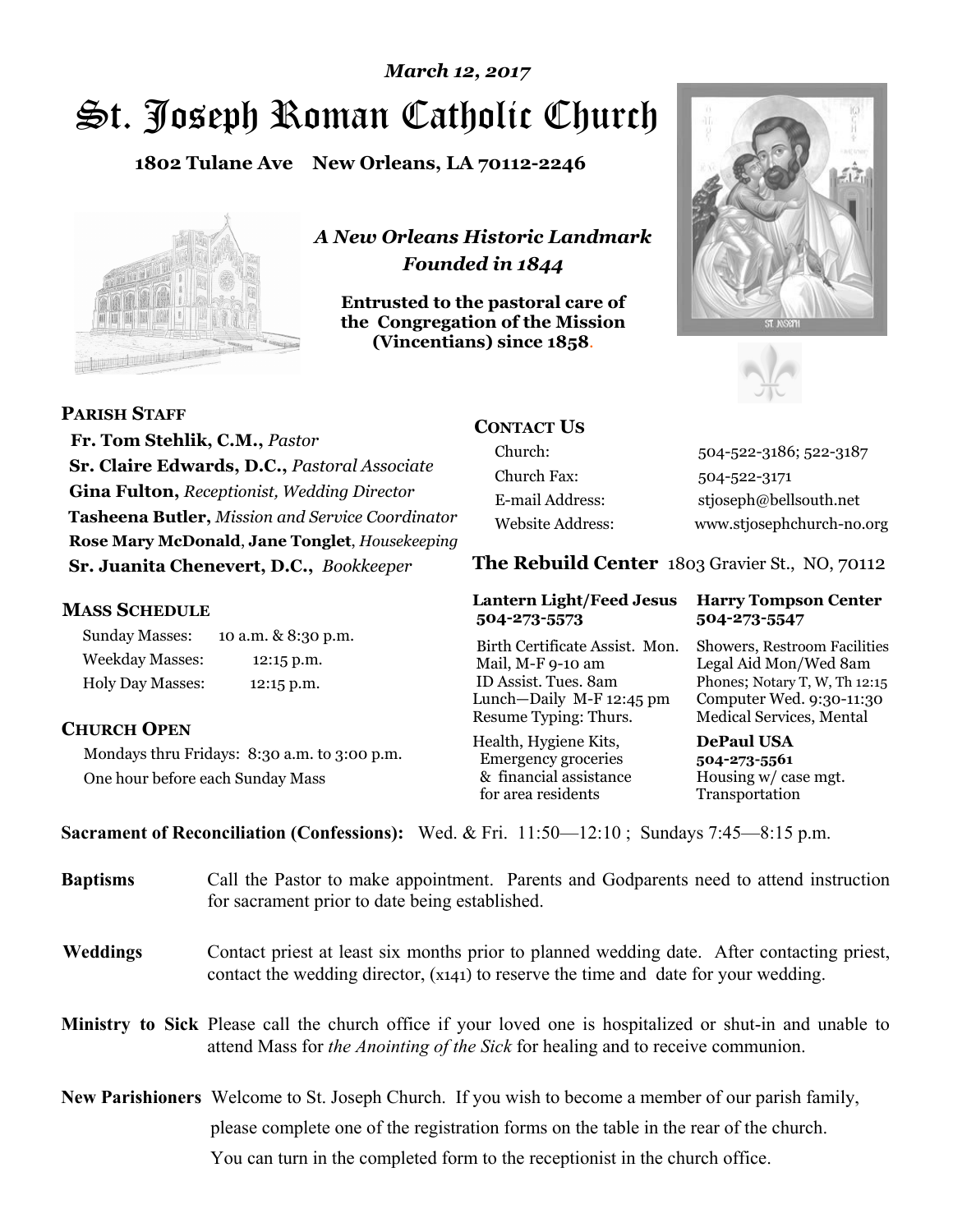*March 12, 2017*

# St. Joseph Roman Catholic Church

**1802 Tulane Ave New Orleans, LA 70112-2246**

*A New Orleans Historic Landmark*
*Founded in 1844*

**Entrusted to the pastoral care of the Congregation of the Mission (Vincentians) since 1858.**

## PARISH STAFF

**Fr. Tom Stehlik, C.M.,** *Pastor*
**Sr. Claire Edwards, D.C.,** *Pastoral Associate*
**Gina Fulton,** *Receptionist, Wedding Director*
**Tasheena Butler,** *Mission and Service Coordinator*
**Rose Mary McDonald**, **Jane Tonglet**, *Housekeeping*
**Sr. Juanita Chenevert, D.C.,** *Bookkeeper*

## MASS SCHEDULE

| | |
|---|---|
| Sunday Masses: | 10 a.m. & 8:30 p.m. |
| Weekday Masses: | 12:15 p.m. |
| Holy Day Masses: | 12:15 p.m. |

## CHURCH OPEN

Mondays thru Fridays: 8:30 a.m. to 3:00 p.m.
One hour before each Sunday Mass

## CONTACT US

| | |
|---|---|
| Church: | 504-522-3186; 522-3187 |
| Church Fax: | 504-522-3171 |
| E-mail Address: | stjoseph@bellsouth.net |
| Website Address: | www.stjosephchurch-no.org |

## The Rebuild Center 1803 Gravier St., NO, 70112

**Lantern Light/Feed Jesus 504-273-5573**
Birth Certificate Assist. Mon.
Mail, M-F 9-10 am
ID Assist. Tues. 8am
Lunch—Daily M-F 12:45 pm
Resume Typing: Thurs.
Health, Hygiene Kits, Emergency groceries & financial assistance for area residents

**Harry Tompson Center 504-273-5547**
Showers, Restroom Facilities
Legal Aid Mon/Wed 8am
Phones; Notary T, W, Th 12:15
Computer Wed. 9:30-11:30
Medical Services, Mental

**DePaul USA 504-273-5561**
Housing w/ case mgt.
Transportation

**Sacrament of Reconciliation (Confessions):** Wed. & Fri. 11:50—12:10 ; Sundays 7:45—8:15 p.m.

**Baptisms** Call the Pastor to make appointment. Parents and Godparents need to attend instruction for sacrament prior to date being established.

**Weddings** Contact priest at least six months prior to planned wedding date. After contacting priest, contact the wedding director, (x141) to reserve the time and date for your wedding.

**Ministry to Sick** Please call the church office if your loved one is hospitalized or shut-in and unable to attend Mass for *the Anointing of the Sick* for healing and to receive communion.

**New Parishioners** Welcome to St. Joseph Church. If you wish to become a member of our parish family, please complete one of the registration forms on the table in the rear of the church. You can turn in the completed form to the receptionist in the church office.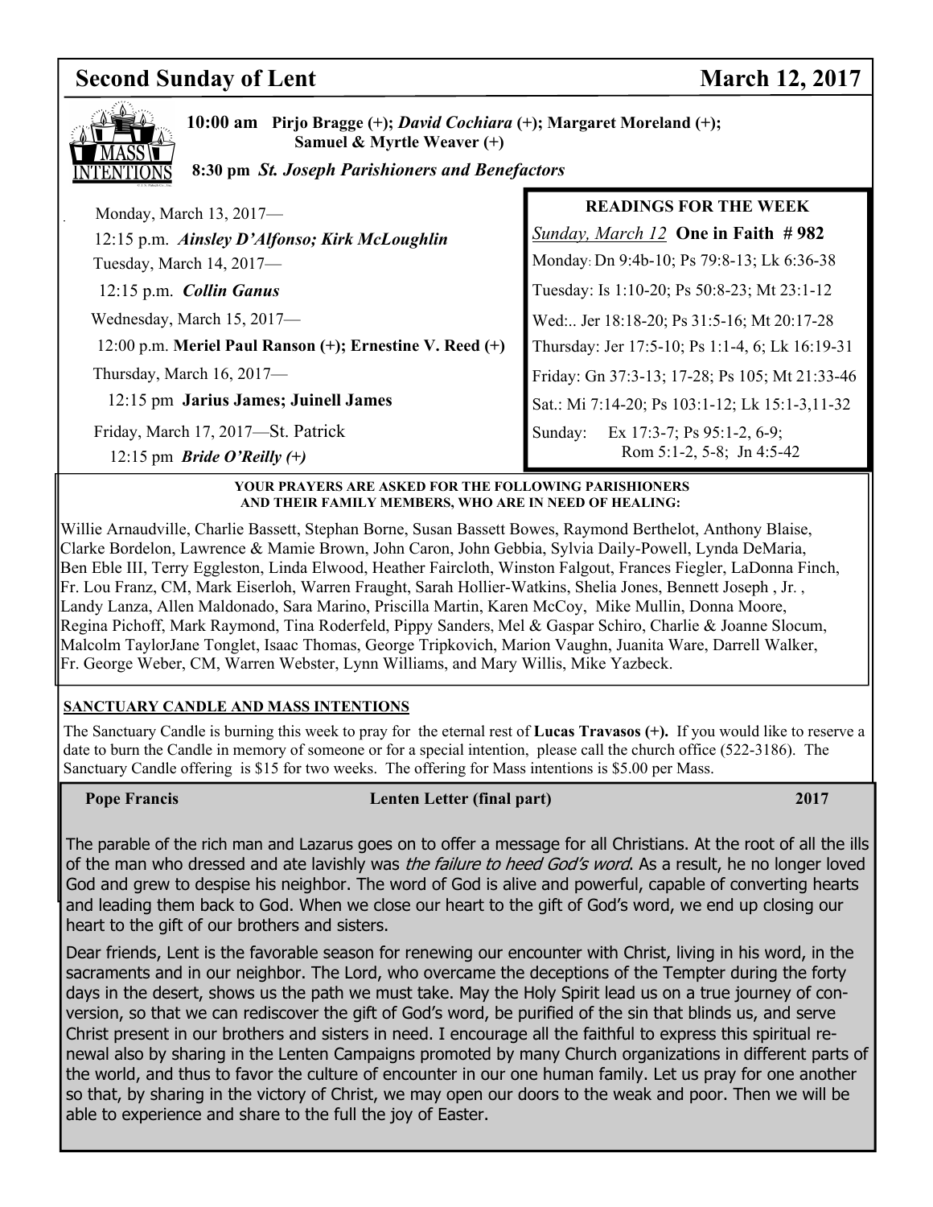## Second Sunday of Lent — March 12, 2017

### MASS INTENTIONS

**10:00 am** **Pirjo Bragge (+);** ***David Cochiara*** **(+); Margaret Moreland (+); Samuel & Myrtle Weaver (+)**

**8:30 pm** ***St. Joseph Parishioners and Benefactors***

Monday, March 13, 2017—
12:15 p.m. ***Ainsley D'Alfonso; Kirk McLoughlin***

Tuesday, March 14, 2017—
12:15 p.m. ***Collin Ganus***

Wednesday, March 15, 2017—
12:00 p.m. **Meriel Paul Ranson (+); Ernestine V. Reed (+)**

Thursday, March 16, 2017—
12:15 pm **Jarius James; Juinell James**

Friday, March 17, 2017—St. Patrick
12:15 pm ***Bride O'Reilly (+)***

### READINGS FOR THE WEEK

*Sunday, March 12* **One in Faith # 982**

Monday: Dn 9:4b-10; Ps 79:8-13; Lk 6:36-38

Tuesday: Is 1:10-20; Ps 50:8-23; Mt 23:1-12

Wed:.. Jer 18:18-20; Ps 31:5-16; Mt 20:17-28

Thursday: Jer 17:5-10; Ps 1:1-4, 6; Lk 16:19-31

Friday: Gn 37:3-13; 17-28; Ps 105; Mt 21:33-46

Sat.: Mi 7:14-20; Ps 103:1-12; Lk 15:1-3,11-32

Sunday: Ex 17:3-7; Ps 95:1-2, 6-9; Rom 5:1-2, 5-8; Jn 4:5-42

### YOUR PRAYERS ARE ASKED FOR THE FOLLOWING PARISHIONERS AND THEIR FAMILY MEMBERS, WHO ARE IN NEED OF HEALING:

Willie Arnaudville, Charlie Bassett, Stephan Borne, Susan Bassett Bowes, Raymond Berthelot, Anthony Blaise, Clarke Bordelon, Lawrence & Mamie Brown, John Caron, John Gebbia, Sylvia Daily-Powell, Lynda DeMaria, Ben Eble III, Terry Eggleston, Linda Elwood, Heather Faircloth, Winston Falgout, Frances Fiegler, LaDonna Finch, Fr. Lou Franz, CM, Mark Eiserloh, Warren Fraught, Sarah Hollier-Watkins, Shelia Jones, Bennett Joseph , Jr. , Landy Lanza, Allen Maldonado, Sara Marino, Priscilla Martin, Karen McCoy, Mike Mullin, Donna Moore, Regina Pichoff, Mark Raymond, Tina Roderfeld, Pippy Sanders, Mel & Gaspar Schiro, Charlie & Joanne Slocum, Malcolm TaylorJane Tonglet, Isaac Thomas, George Tripkovich, Marion Vaughn, Juanita Ware, Darrell Walker, Fr. George Weber, CM, Warren Webster, Lynn Williams, and Mary Willis, Mike Yazbeck.

### SANCTUARY CANDLE AND MASS INTENTIONS

The Sanctuary Candle is burning this week to pray for the eternal rest of **Lucas Travasos (+).** If you would like to reserve a date to burn the Candle in memory of someone or for a special intention, please call the church office (522-3186). The Sanctuary Candle offering is $15 for two weeks. The offering for Mass intentions is $5.00 per Mass.

### Pope Francis — Lenten Letter (final part) — 2017

The parable of the rich man and Lazarus goes on to offer a message for all Christians. At the root of all the ills of the man who dressed and ate lavishly was *the failure to heed God's word*. As a result, he no longer loved God and grew to despise his neighbor. The word of God is alive and powerful, capable of converting hearts and leading them back to God. When we close our heart to the gift of God's word, we end up closing our heart to the gift of our brothers and sisters.

Dear friends, Lent is the favorable season for renewing our encounter with Christ, living in his word, in the sacraments and in our neighbor. The Lord, who overcame the deceptions of the Tempter during the forty days in the desert, shows us the path we must take. May the Holy Spirit lead us on a true journey of conversion, so that we can rediscover the gift of God's word, be purified of the sin that blinds us, and serve Christ present in our brothers and sisters in need. I encourage all the faithful to express this spiritual renewal also by sharing in the Lenten Campaigns promoted by many Church organizations in different parts of the world, and thus to favor the culture of encounter in our one human family. Let us pray for one another so that, by sharing in the victory of Christ, we may open our doors to the weak and poor. Then we will be able to experience and share to the full the joy of Easter.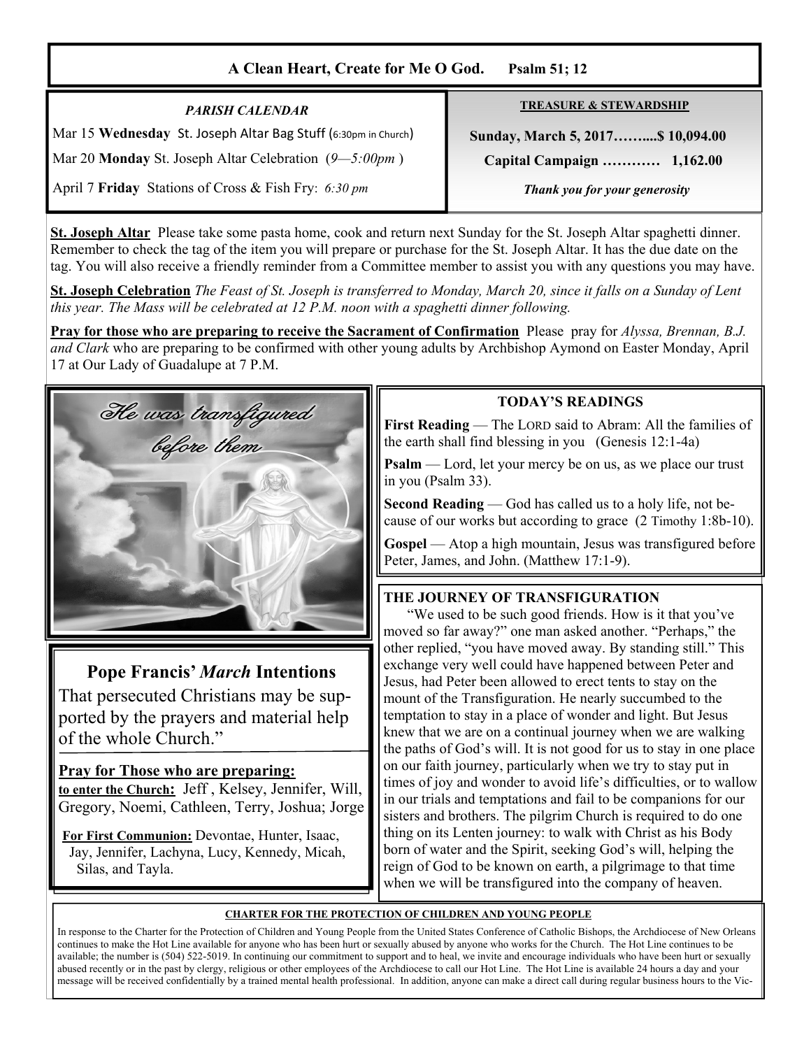## A Clean Heart, Create for Me O God. Psalm 51; 12

*PARISH CALENDAR*

Mar 15 **Wednesday** St. Joseph Altar Bag Stuff (6:30pm in Church)

Mar 20 **Monday** St. Joseph Altar Celebration (*9—5:00pm* )

April 7 **Friday** Stations of Cross & Fish Fry: *6:30 pm*

**TREASURE & STEWARDSHIP**

**Sunday, March 5, 2017……....$ 10,094.00**

**Capital Campaign ………… 1,162.00**

***Thank you for your generosity***

**St. Joseph Altar** Please take some pasta home, cook and return next Sunday for the St. Joseph Altar spaghetti dinner. Remember to check the tag of the item you will prepare or purchase for the St. Joseph Altar. It has the due date on the tag. You will also receive a friendly reminder from a Committee member to assist you with any questions you may have.

**St. Joseph Celebration** *The Feast of St. Joseph is transferred to Monday, March 20, since it falls on a Sunday of Lent this year. The Mass will be celebrated at 12 P.M. noon with a spaghetti dinner following.*

**Pray for those who are preparing to receive the Sacrament of Confirmation** Please pray for *Alyssa, Brennan, B.J. and Clark* who are preparing to be confirmed with other young adults by Archbishop Aymond on Easter Monday, April 17 at Our Lady of Guadalupe at 7 P.M.

*He was transfigured before them*

### Pope Francis' *March* Intentions

That persecuted Christians may be supported by the prayers and material help of the whole Church."

**Pray for Those who are preparing:**

**to enter the Church:** Jeff , Kelsey, Jennifer, Will, Gregory, Noemi, Cathleen, Terry, Joshua; Jorge

**For First Communion:** Devontae, Hunter, Isaac, Jay, Jennifer, Lachyna, Lucy, Kennedy, Micah, Silas, and Tayla.

### TODAY'S READINGS

**First Reading** — The LORD said to Abram: All the families of the earth shall find blessing in you (Genesis 12:1-4a)

**Psalm** — Lord, let your mercy be on us, as we place our trust in you (Psalm 33).

**Second Reading** — God has called us to a holy life, not because of our works but according to grace (2 Timothy 1:8b-10).

**Gospel** — Atop a high mountain, Jesus was transfigured before Peter, James, and John. (Matthew 17:1-9).

### THE JOURNEY OF TRANSFIGURATION

"We used to be such good friends. How is it that you've moved so far away?" one man asked another. "Perhaps," the other replied, "you have moved away. By standing still." This exchange very well could have happened between Peter and Jesus, had Peter been allowed to erect tents to stay on the mount of the Transfiguration. He nearly succumbed to the temptation to stay in a place of wonder and light. But Jesus knew that we are on a continual journey when we are walking the paths of God's will. It is not good for us to stay in one place on our faith journey, particularly when we try to stay put in times of joy and wonder to avoid life's difficulties, or to wallow in our trials and temptations and fail to be companions for our sisters and brothers. The pilgrim Church is required to do one thing on its Lenten journey: to walk with Christ as his Body born of water and the Spirit, seeking God's will, helping the reign of God to be known on earth, a pilgrimage to that time when we will be transfigured into the company of heaven.

**CHARTER FOR THE PROTECTION OF CHILDREN AND YOUNG PEOPLE**

In response to the Charter for the Protection of Children and Young People from the United States Conference of Catholic Bishops, the Archdiocese of New Orleans continues to make the Hot Line available for anyone who has been hurt or sexually abused by anyone who works for the Church. The Hot Line continues to be available; the number is (504) 522-5019. In continuing our commitment to support and to heal, we invite and encourage individuals who have been hurt or sexually abused recently or in the past by clergy, religious or other employees of the Archdiocese to call our Hot Line. The Hot Line is available 24 hours a day and your message will be received confidentially by a trained mental health professional. In addition, anyone can make a direct call during regular business hours to the Vic-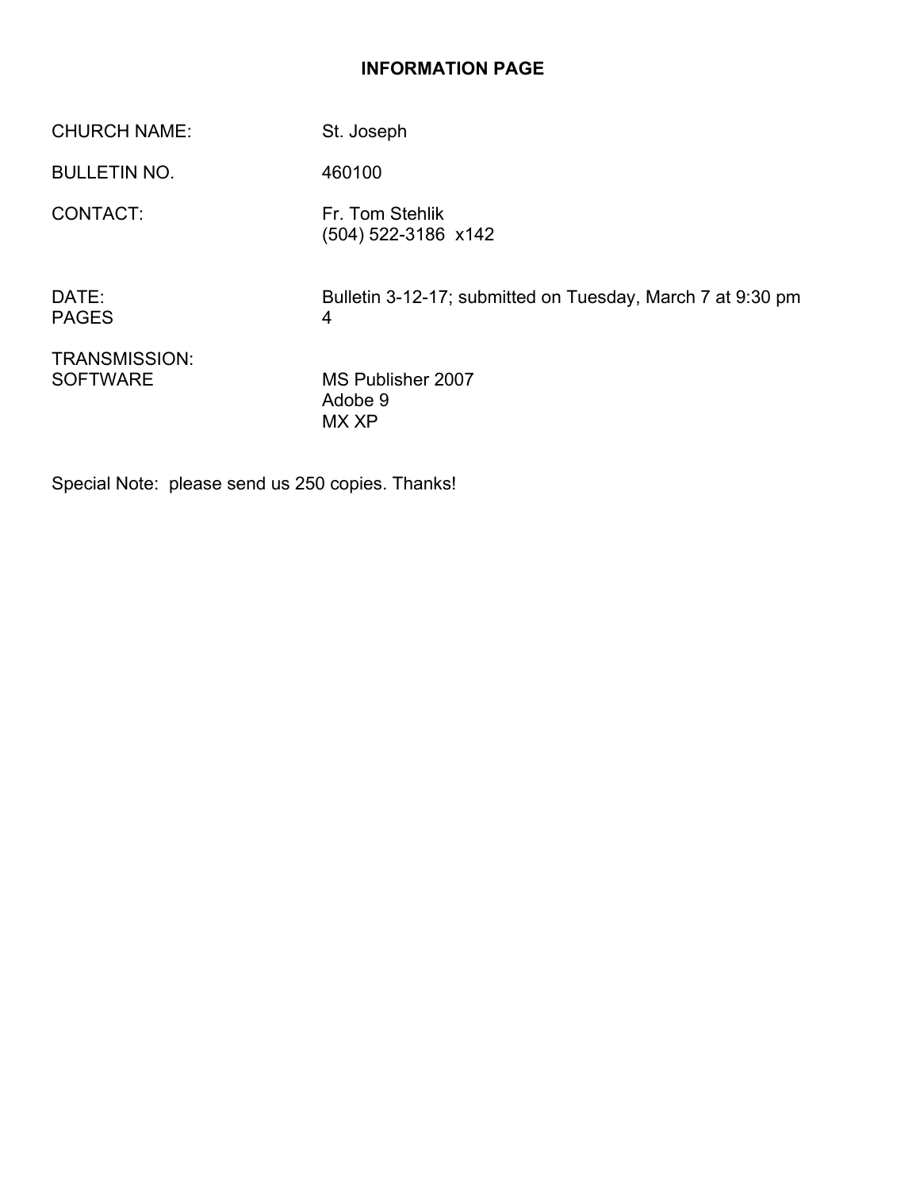## INFORMATION PAGE

| | |
|---|---|
| CHURCH NAME: | St. Joseph |
| BULLETIN NO. | 460100 |
| CONTACT: | Fr. Tom Stehlik<br>(504) 522-3186 x142 |
| DATE: | Bulletin 3-12-17; submitted on Tuesday, March 7 at 9:30 pm |
| PAGES | 4 |
| TRANSMISSION: | |
| SOFTWARE | MS Publisher 2007<br>Adobe 9<br>MX XP |

Special Note: please send us 250 copies. Thanks!